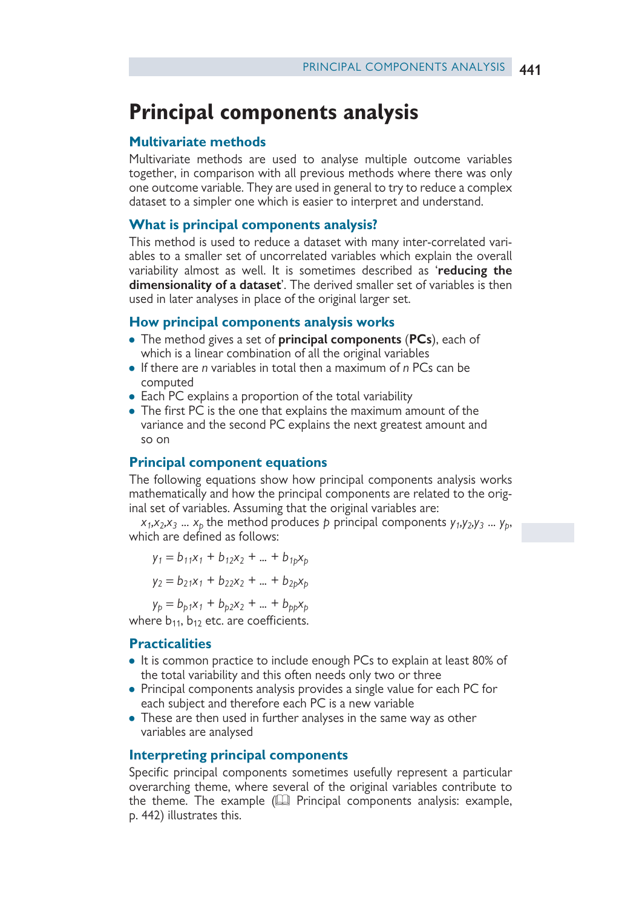# Principal components analysis

## Multivariate methods

Multivariate methods are used to analyse multiple outcome variables together, in comparison with all previous methods where there was only one outcome variable. They are used in general to try to reduce a complex dataset to a simpler one which is easier to interpret and understand.

## What is principal components analysis?

This method is used to reduce a dataset with many inter-correlated variables to a smaller set of uncorrelated variables which explain the overall variability almost as well. It is sometimes described as '**reducing the dimensionality of a dataset**'. The derived smaller set of variables is then used in later analyses in place of the original larger set.

## How principal components analysis works

- The method gives a set of **principal components** (**PCs**), each of which is a linear combination of all the original variables
- If there are $n$ variables in total then a maximum of $n$ PCs can be computed
- Each PC explains a proportion of the total variability
- The first PC is the one that explains the maximum amount of the variance and the second PC explains the next greatest amount and so on

## Principal component equations

The following equations show how principal components analysis works mathematically and how the principal components are related to the original set of variables. Assuming that the original variables are:

$x_1, x_2, x_3 \ldots x_p$ the method produces $p$ principal components $y_1, y_2, y_3 \ldots y_p$, which are defined as follows:

$$y_1 = b_{11}x_1 + b_{12}x_2 + \ldots + b_{1p}x_p$$

$$y_2 = b_{21}x_1 + b_{22}x_2 + \ldots + b_{2p}x_p$$

$$y_p = b_{p1}x_1 + b_{p2}x_2 + \ldots + b_{pp}x_p$$

where $b_{11}$, $b_{12}$ etc. are coefficients.

## Practicalities

- It is common practice to include enough PCs to explain at least 80% of the total variability and this often needs only two or three
- Principal components analysis provides a single value for each PC for each subject and therefore each PC is a new variable
- These are then used in further analyses in the same way as other variables are analysed

## Interpreting principal components

Specific principal components sometimes usefully represent a particular overarching theme, where several of the original variables contribute to the theme. The example (📖 Principal components analysis: example, p. 442) illustrates this.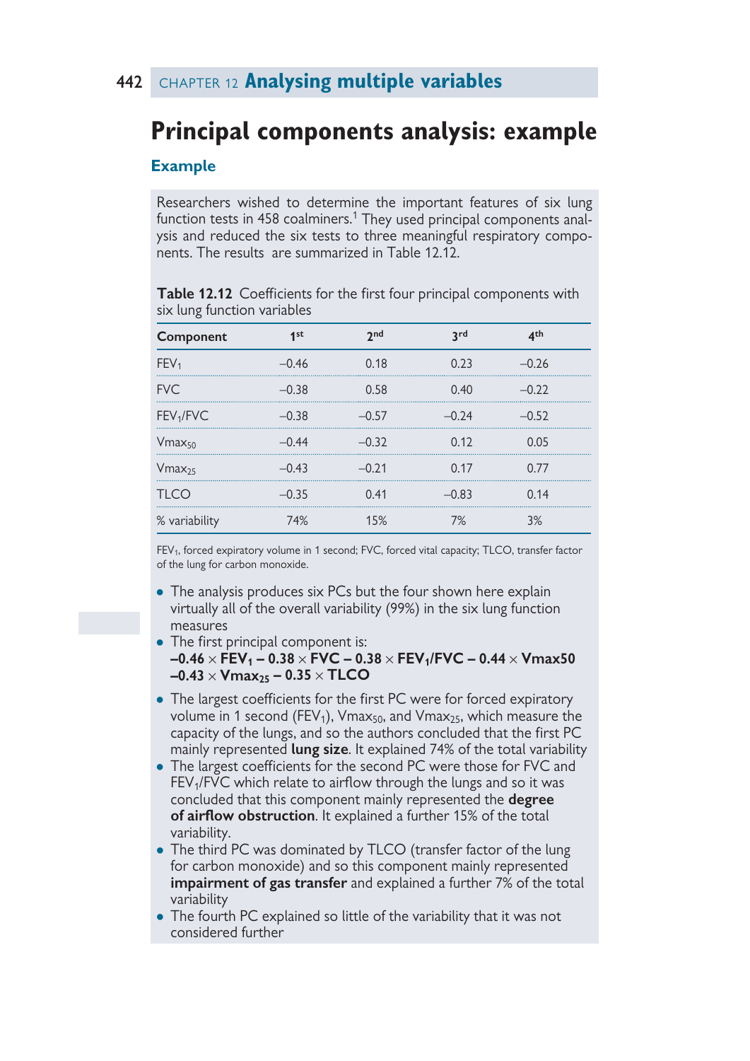# Principal components analysis: example

## Example

Researchers wished to determine the important features of six lung function tests in 458 coalminers.[1] They used principal components analysis and reduced the six tests to three meaningful respiratory components. The results are summarized in Table 12.12.

**Table 12.12** Coefficients for the first four principal components with six lung function variables

| Component | 1st | 2nd | 3rd | 4th |
|---|---|---|---|---|
| $FEV_1$ | –0.46 | 0.18 | 0.23 | –0.26 |
| FVC | –0.38 | 0.58 | 0.40 | –0.22 |
| $FEV_1$/FVC | –0.38 | –0.57 | –0.24 | –0.52 |
| $Vmax_{50}$ | –0.44 | –0.32 | 0.12 | 0.05 |
| $Vmax_{25}$ | –0.43 | –0.21 | 0.17 | 0.77 |
| TLCO | –0.35 | 0.41 | –0.83 | 0.14 |
| % variability | 74% | 15% | 7% | 3% |

$FEV_1$, forced expiratory volume in 1 second; FVC, forced vital capacity; TLCO, transfer factor of the lung for carbon monoxide.

- The analysis produces six PCs but the four shown here explain virtually all of the overall variability (99%) in the six lung function measures
- The first principal component is:
  $$-0.46 \times FEV_1 - 0.38 \times FVC - 0.38 \times FEV_1/FVC - 0.44 \times Vmax50 - 0.43 \times Vmax_{25} - 0.35 \times TLCO$$
- The largest coefficients for the first PC were for forced expiratory volume in 1 second ($FEV_1$), $Vmax_{50}$, and $Vmax_{25}$, which measure the capacity of the lungs, and so the authors concluded that the first PC mainly represented **lung size**. It explained 74% of the total variability
- The largest coefficients for the second PC were those for FVC and $FEV_1$/FVC which relate to airflow through the lungs and so it was concluded that this component mainly represented the **degree of airflow obstruction**. It explained a further 15% of the total variability.
- The third PC was dominated by TLCO (transfer factor of the lung for carbon monoxide) and so this component mainly represented **impairment of gas transfer** and explained a further 7% of the total variability
- The fourth PC explained so little of the variability that it was not considered further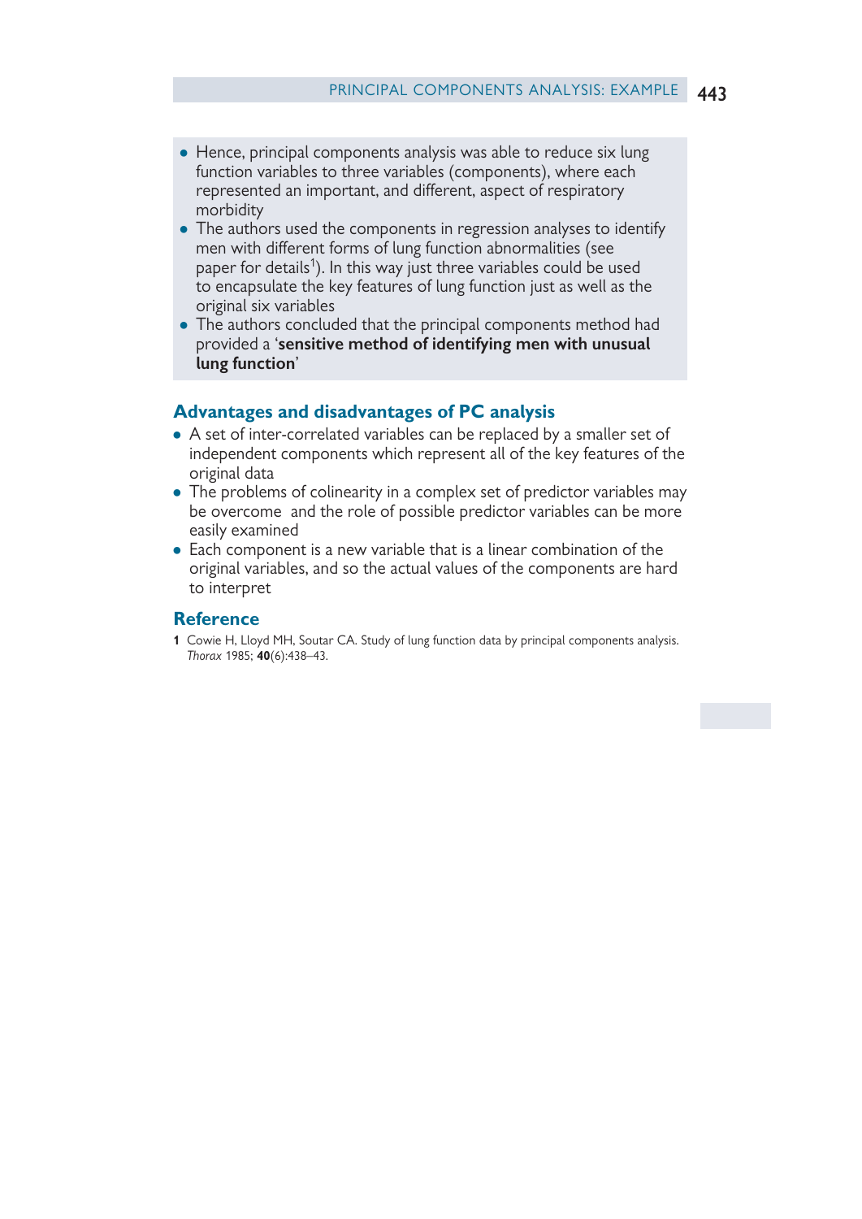- Hence, principal components analysis was able to reduce six lung function variables to three variables (components), where each represented an important, and different, aspect of respiratory morbidity
- The authors used the components in regression analyses to identify men with different forms of lung function abnormalities (see paper for details[1]). In this way just three variables could be used to encapsulate the key features of lung function just as well as the original six variables
- The authors concluded that the principal components method had provided a '**sensitive method of identifying men with unusual lung function**'

## Advantages and disadvantages of PC analysis

- A set of inter-correlated variables can be replaced by a smaller set of independent components which represent all of the key features of the original data
- The problems of colinearity in a complex set of predictor variables may be overcome and the role of possible predictor variables can be more easily examined
- Each component is a new variable that is a linear combination of the original variables, and so the actual values of the components are hard to interpret

## Reference

**1** Cowie H, Lloyd MH, Soutar CA. Study of lung function data by principal components analysis. *Thorax* 1985; **40**(6):438–43.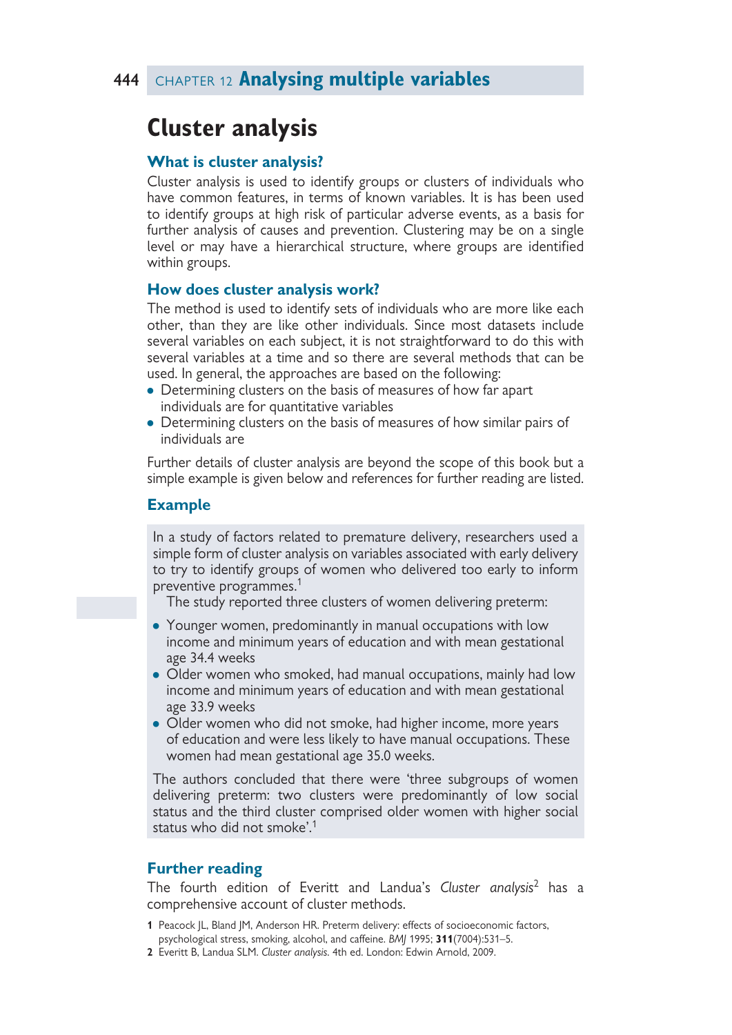# Cluster analysis

## What is cluster analysis?

Cluster analysis is used to identify groups or clusters of individuals who have common features, in terms of known variables. It is has been used to identify groups at high risk of particular adverse events, as a basis for further analysis of causes and prevention. Clustering may be on a single level or may have a hierarchical structure, where groups are identified within groups.

## How does cluster analysis work?

The method is used to identify sets of individuals who are more like each other, than they are like other individuals. Since most datasets include several variables on each subject, it is not straightforward to do this with several variables at a time and so there are several methods that can be used. In general, the approaches are based on the following:

- Determining clusters on the basis of measures of how far apart individuals are for quantitative variables
- Determining clusters on the basis of measures of how similar pairs of individuals are

Further details of cluster analysis are beyond the scope of this book but a simple example is given below and references for further reading are listed.

## Example

In a study of factors related to premature delivery, researchers used a simple form of cluster analysis on variables associated with early delivery to try to identify groups of women who delivered too early to inform preventive programmes.[1]

The study reported three clusters of women delivering preterm:

- Younger women, predominantly in manual occupations with low income and minimum years of education and with mean gestational age 34.4 weeks
- Older women who smoked, had manual occupations, mainly had low income and minimum years of education and with mean gestational age 33.9 weeks
- Older women who did not smoke, had higher income, more years of education and were less likely to have manual occupations. These women had mean gestational age 35.0 weeks.

The authors concluded that there were 'three subgroups of women delivering preterm: two clusters were predominantly of low social status and the third cluster comprised older women with higher social status who did not smoke'.[1]

## Further reading

The fourth edition of Everitt and Landua's *Cluster analysis*[2] has a comprehensive account of cluster methods.

1 Peacock JL, Bland JM, Anderson HR. Preterm delivery: effects of socioeconomic factors, psychological stress, smoking, alcohol, and caffeine. *BMJ* 1995; **311**(7004):531–5.

2 Everitt B, Landua SLM. *Cluster analysis*. 4th ed. London: Edwin Arnold, 2009.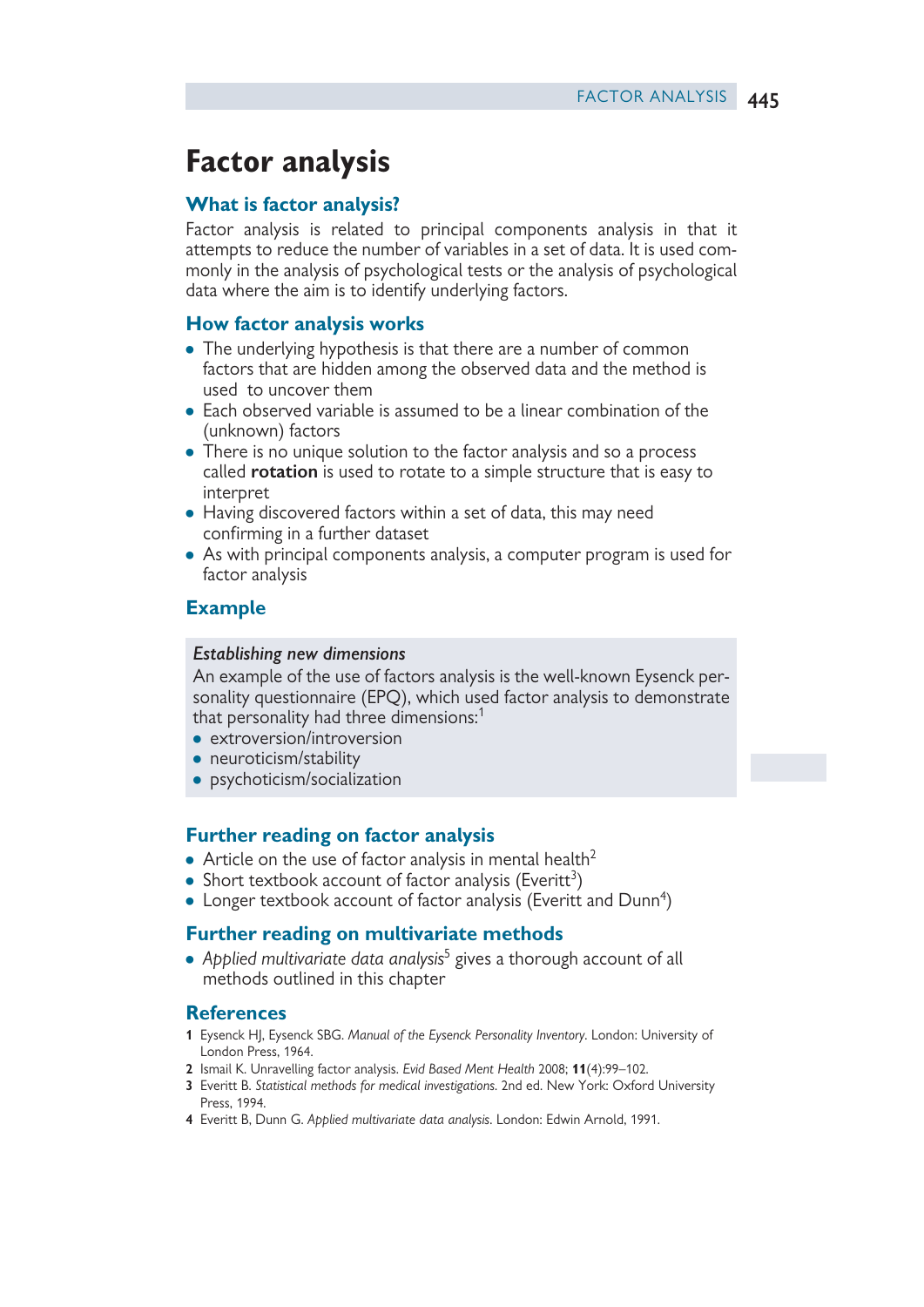# Factor analysis

## What is factor analysis?

Factor analysis is related to principal components analysis in that it attempts to reduce the number of variables in a set of data. It is used commonly in the analysis of psychological tests or the analysis of psychological data where the aim is to identify underlying factors.

## How factor analysis works

- The underlying hypothesis is that there are a number of common factors that are hidden among the observed data and the method is used to uncover them
- Each observed variable is assumed to be a linear combination of the (unknown) factors
- There is no unique solution to the factor analysis and so a process called **rotation** is used to rotate to a simple structure that is easy to interpret
- Having discovered factors within a set of data, this may need confirming in a further dataset
- As with principal components analysis, a computer program is used for factor analysis

## Example

***Establishing new dimensions***

An example of the use of factors analysis is the well-known Eysenck personality questionnaire (EPQ), which used factor analysis to demonstrate that personality had three dimensions:[1]

- extroversion/introversion
- neuroticism/stability
- psychoticism/socialization

## Further reading on factor analysis

- Article on the use of factor analysis in mental health[2]
- Short textbook account of factor analysis (Everitt[3])
- Longer textbook account of factor analysis (Everitt and Dunn[4])

## Further reading on multivariate methods

- *Applied multivariate data analysis*[5] gives a thorough account of all methods outlined in this chapter

## References

1. Eysenck HJ, Eysenck SBG. *Manual of the Eysenck Personality Inventory*. London: University of London Press, 1964.
2. Ismail K. Unravelling factor analysis. *Evid Based Ment Health* 2008; **11**(4):99–102.
3. Everitt B. *Statistical methods for medical investigations*. 2nd ed. New York: Oxford University Press, 1994.
4. Everitt B, Dunn G. *Applied multivariate data analysis*. London: Edwin Arnold, 1991.